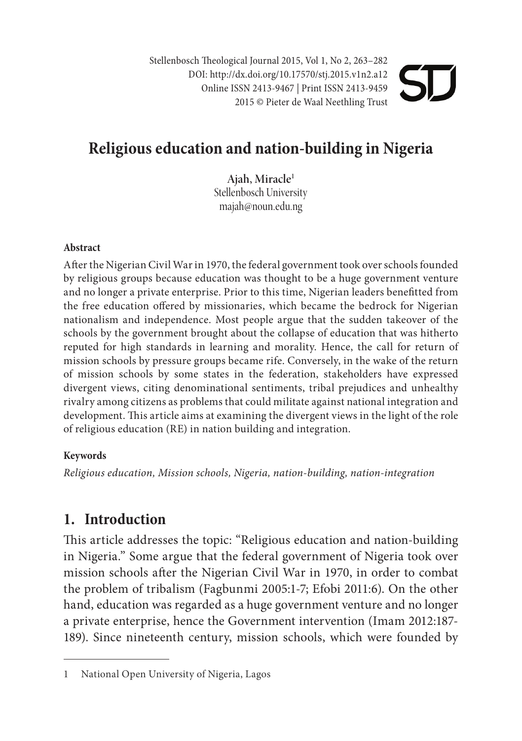# Religious education and nation-building in Nigeria

**Ajah, Miracle**[1]
Stellenbosch University
majah@noun.edu.ng

#### Abstract

After the Nigerian Civil War in 1970, the federal government took over schools founded by religious groups because education was thought to be a huge government venture and no longer a private enterprise. Prior to this time, Nigerian leaders benefitted from the free education offered by missionaries, which became the bedrock for Nigerian nationalism and independence. Most people argue that the sudden takeover of the schools by the government brought about the collapse of education that was hitherto reputed for high standards in learning and morality. Hence, the call for return of mission schools by pressure groups became rife. Conversely, in the wake of the return of mission schools by some states in the federation, stakeholders have expressed divergent views, citing denominational sentiments, tribal prejudices and unhealthy rivalry among citizens as problems that could militate against national integration and development. This article aims at examining the divergent views in the light of the role of religious education (RE) in nation building and integration.

#### Keywords

*Religious education, Mission schools, Nigeria, nation-building, nation-integration*

## 1. Introduction

This article addresses the topic: "Religious education and nation-building in Nigeria." Some argue that the federal government of Nigeria took over mission schools after the Nigerian Civil War in 1970, in order to combat the problem of tribalism (Fagbunmi 2005:1-7; Efobi 2011:6). On the other hand, education was regarded as a huge government venture and no longer a private enterprise, hence the Government intervention (Imam 2012:187-189). Since nineteenth century, mission schools, which were founded by

---

1 National Open University of Nigeria, Lagos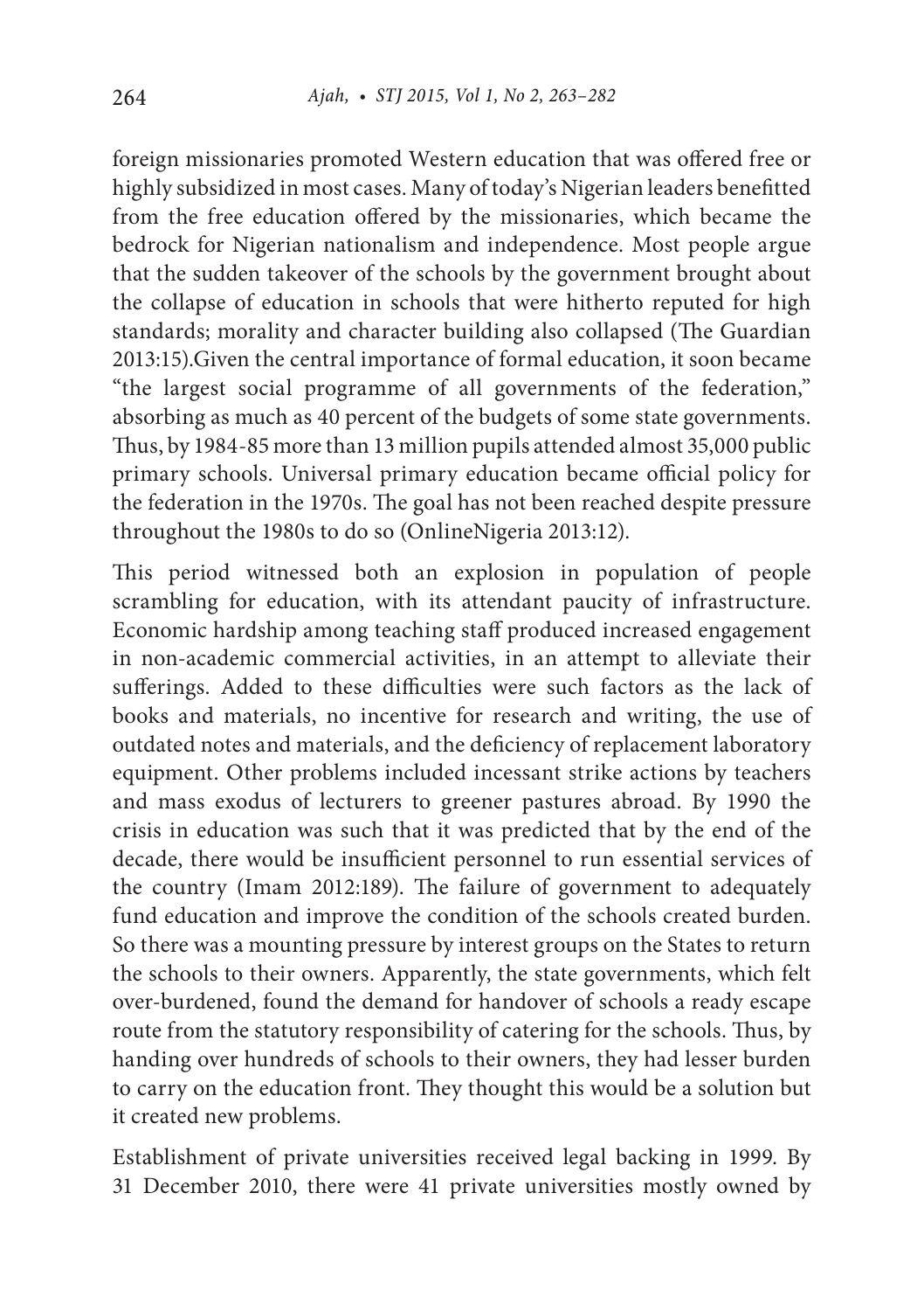foreign missionaries promoted Western education that was offered free or highly subsidized in most cases. Many of today's Nigerian leaders benefitted from the free education offered by the missionaries, which became the bedrock for Nigerian nationalism and independence. Most people argue that the sudden takeover of the schools by the government brought about the collapse of education in schools that were hitherto reputed for high standards; morality and character building also collapsed (The Guardian 2013:15).Given the central importance of formal education, it soon became "the largest social programme of all governments of the federation," absorbing as much as 40 percent of the budgets of some state governments. Thus, by 1984-85 more than 13 million pupils attended almost 35,000 public primary schools. Universal primary education became official policy for the federation in the 1970s. The goal has not been reached despite pressure throughout the 1980s to do so (OnlineNigeria 2013:12).

This period witnessed both an explosion in population of people scrambling for education, with its attendant paucity of infrastructure. Economic hardship among teaching staff produced increased engagement in non-academic commercial activities, in an attempt to alleviate their sufferings. Added to these difficulties were such factors as the lack of books and materials, no incentive for research and writing, the use of outdated notes and materials, and the deficiency of replacement laboratory equipment. Other problems included incessant strike actions by teachers and mass exodus of lecturers to greener pastures abroad. By 1990 the crisis in education was such that it was predicted that by the end of the decade, there would be insufficient personnel to run essential services of the country (Imam 2012:189). The failure of government to adequately fund education and improve the condition of the schools created burden. So there was a mounting pressure by interest groups on the States to return the schools to their owners. Apparently, the state governments, which felt over-burdened, found the demand for handover of schools a ready escape route from the statutory responsibility of catering for the schools. Thus, by handing over hundreds of schools to their owners, they had lesser burden to carry on the education front. They thought this would be a solution but it created new problems.

Establishment of private universities received legal backing in 1999. By 31 December 2010, there were 41 private universities mostly owned by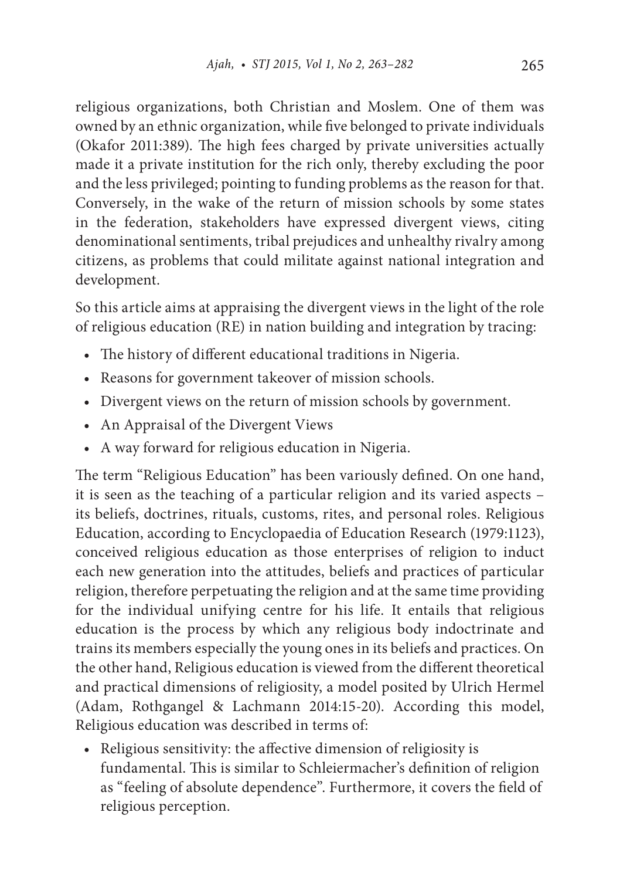religious organizations, both Christian and Moslem. One of them was owned by an ethnic organization, while five belonged to private individuals (Okafor 2011:389). The high fees charged by private universities actually made it a private institution for the rich only, thereby excluding the poor and the less privileged; pointing to funding problems as the reason for that. Conversely, in the wake of the return of mission schools by some states in the federation, stakeholders have expressed divergent views, citing denominational sentiments, tribal prejudices and unhealthy rivalry among citizens, as problems that could militate against national integration and development.

So this article aims at appraising the divergent views in the light of the role of religious education (RE) in nation building and integration by tracing:

- The history of different educational traditions in Nigeria.
- Reasons for government takeover of mission schools.
- Divergent views on the return of mission schools by government.
- An Appraisal of the Divergent Views
- A way forward for religious education in Nigeria.

The term "Religious Education" has been variously defined. On one hand, it is seen as the teaching of a particular religion and its varied aspects – its beliefs, doctrines, rituals, customs, rites, and personal roles. Religious Education, according to Encyclopaedia of Education Research (1979:1123), conceived religious education as those enterprises of religion to induct each new generation into the attitudes, beliefs and practices of particular religion, therefore perpetuating the religion and at the same time providing for the individual unifying centre for his life. It entails that religious education is the process by which any religious body indoctrinate and trains its members especially the young ones in its beliefs and practices. On the other hand, Religious education is viewed from the different theoretical and practical dimensions of religiosity, a model posited by Ulrich Hermel (Adam, Rothgangel & Lachmann 2014:15-20). According this model, Religious education was described in terms of:

- Religious sensitivity: the affective dimension of religiosity is fundamental. This is similar to Schleiermacher's definition of religion as "feeling of absolute dependence". Furthermore, it covers the field of religious perception.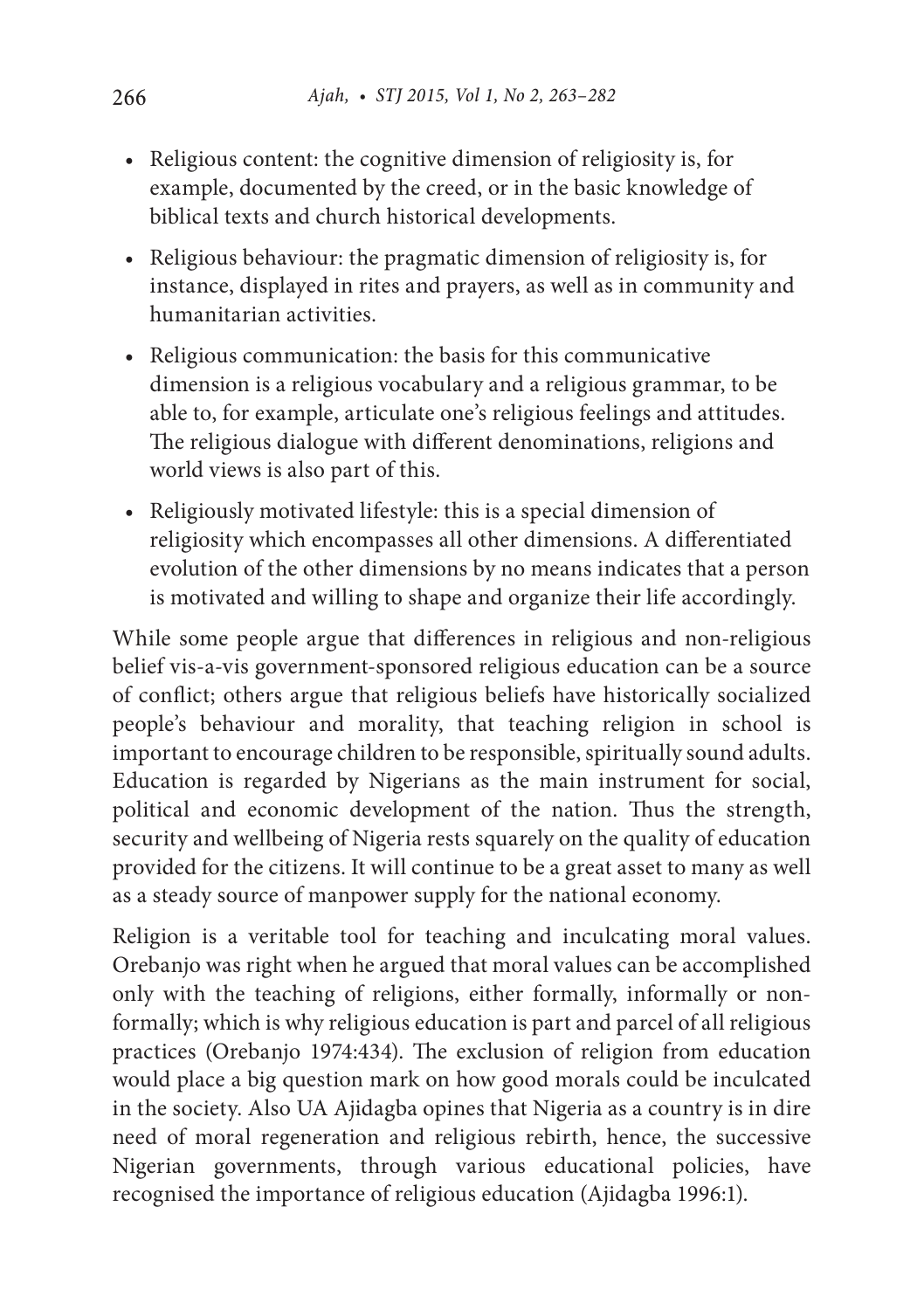- Religious content: the cognitive dimension of religiosity is, for example, documented by the creed, or in the basic knowledge of biblical texts and church historical developments.
- Religious behaviour: the pragmatic dimension of religiosity is, for instance, displayed in rites and prayers, as well as in community and humanitarian activities.
- Religious communication: the basis for this communicative dimension is a religious vocabulary and a religious grammar, to be able to, for example, articulate one's religious feelings and attitudes. The religious dialogue with different denominations, religions and world views is also part of this.
- Religiously motivated lifestyle: this is a special dimension of religiosity which encompasses all other dimensions. A differentiated evolution of the other dimensions by no means indicates that a person is motivated and willing to shape and organize their life accordingly.

While some people argue that differences in religious and non-religious belief vis-a-vis government-sponsored religious education can be a source of conflict; others argue that religious beliefs have historically socialized people's behaviour and morality, that teaching religion in school is important to encourage children to be responsible, spiritually sound adults. Education is regarded by Nigerians as the main instrument for social, political and economic development of the nation. Thus the strength, security and wellbeing of Nigeria rests squarely on the quality of education provided for the citizens. It will continue to be a great asset to many as well as a steady source of manpower supply for the national economy.

Religion is a veritable tool for teaching and inculcating moral values. Orebanjo was right when he argued that moral values can be accomplished only with the teaching of religions, either formally, informally or non-formally; which is why religious education is part and parcel of all religious practices (Orebanjo 1974:434). The exclusion of religion from education would place a big question mark on how good morals could be inculcated in the society. Also UA Ajidagba opines that Nigeria as a country is in dire need of moral regeneration and religious rebirth, hence, the successive Nigerian governments, through various educational policies, have recognised the importance of religious education (Ajidagba 1996:1).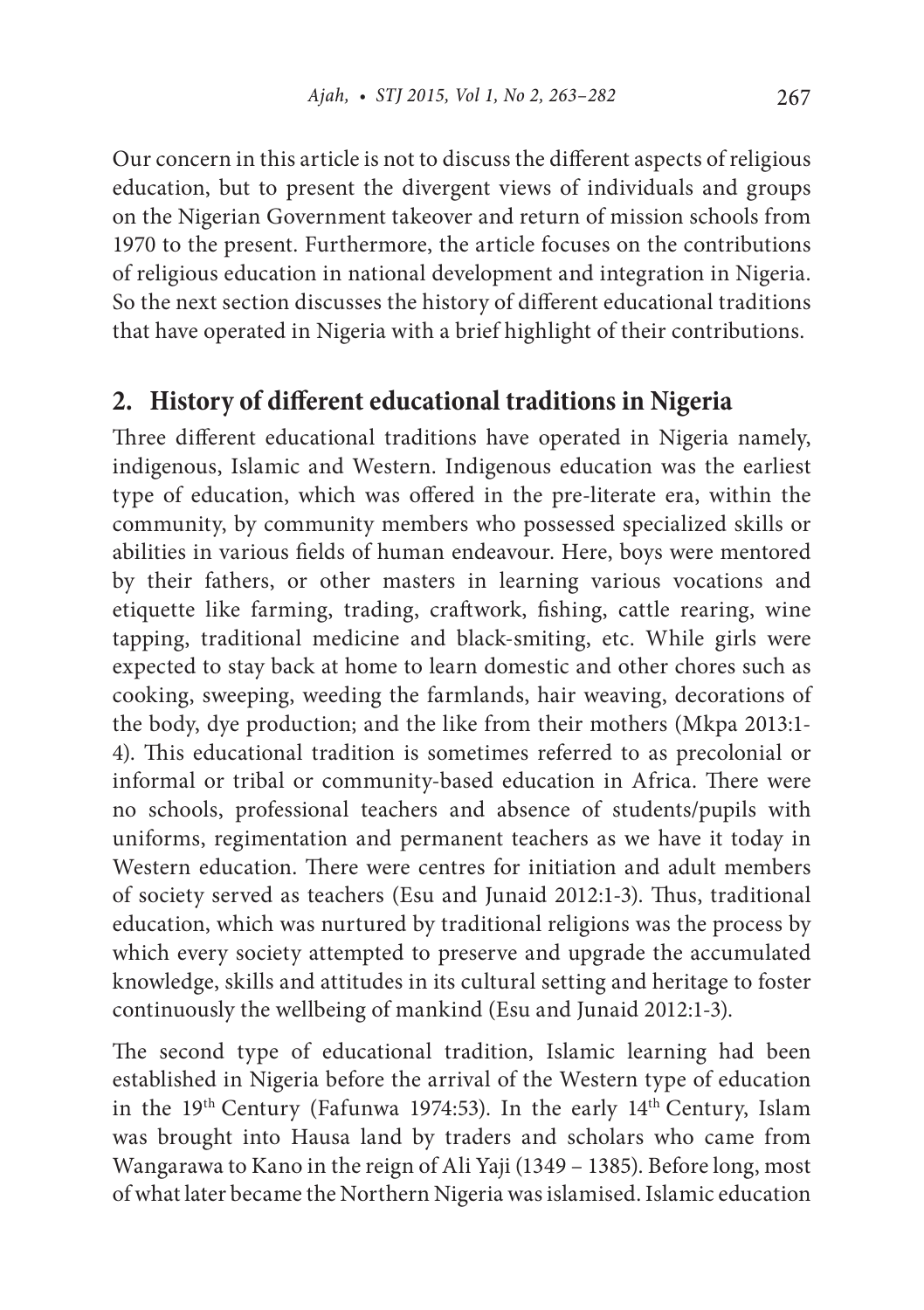Our concern in this article is not to discuss the different aspects of religious education, but to present the divergent views of individuals and groups on the Nigerian Government takeover and return of mission schools from 1970 to the present. Furthermore, the article focuses on the contributions of religious education in national development and integration in Nigeria. So the next section discusses the history of different educational traditions that have operated in Nigeria with a brief highlight of their contributions.

## 2. History of different educational traditions in Nigeria

Three different educational traditions have operated in Nigeria namely, indigenous, Islamic and Western. Indigenous education was the earliest type of education, which was offered in the pre-literate era, within the community, by community members who possessed specialized skills or abilities in various fields of human endeavour. Here, boys were mentored by their fathers, or other masters in learning various vocations and etiquette like farming, trading, craftwork, fishing, cattle rearing, wine tapping, traditional medicine and black-smiting, etc. While girls were expected to stay back at home to learn domestic and other chores such as cooking, sweeping, weeding the farmlands, hair weaving, decorations of the body, dye production; and the like from their mothers (Mkpa 2013:1-4). This educational tradition is sometimes referred to as precolonial or informal or tribal or community-based education in Africa. There were no schools, professional teachers and absence of students/pupils with uniforms, regimentation and permanent teachers as we have it today in Western education. There were centres for initiation and adult members of society served as teachers (Esu and Junaid 2012:1-3). Thus, traditional education, which was nurtured by traditional religions was the process by which every society attempted to preserve and upgrade the accumulated knowledge, skills and attitudes in its cultural setting and heritage to foster continuously the wellbeing of mankind (Esu and Junaid 2012:1-3).

The second type of educational tradition, Islamic learning had been established in Nigeria before the arrival of the Western type of education in the 19th Century (Fafunwa 1974:53). In the early 14th Century, Islam was brought into Hausa land by traders and scholars who came from Wangarawa to Kano in the reign of Ali Yaji (1349 – 1385). Before long, most of what later became the Northern Nigeria was islamised. Islamic education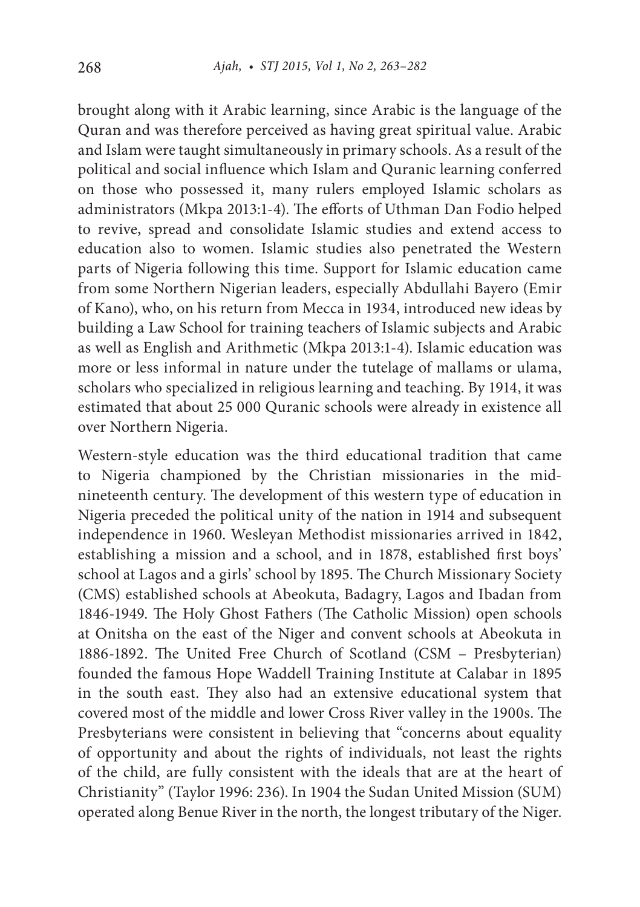brought along with it Arabic learning, since Arabic is the language of the Quran and was therefore perceived as having great spiritual value. Arabic and Islam were taught simultaneously in primary schools. As a result of the political and social influence which Islam and Quranic learning conferred on those who possessed it, many rulers employed Islamic scholars as administrators (Mkpa 2013:1-4). The efforts of Uthman Dan Fodio helped to revive, spread and consolidate Islamic studies and extend access to education also to women. Islamic studies also penetrated the Western parts of Nigeria following this time. Support for Islamic education came from some Northern Nigerian leaders, especially Abdullahi Bayero (Emir of Kano), who, on his return from Mecca in 1934, introduced new ideas by building a Law School for training teachers of Islamic subjects and Arabic as well as English and Arithmetic (Mkpa 2013:1-4). Islamic education was more or less informal in nature under the tutelage of mallams or ulama, scholars who specialized in religious learning and teaching. By 1914, it was estimated that about 25 000 Quranic schools were already in existence all over Northern Nigeria.

Western-style education was the third educational tradition that came to Nigeria championed by the Christian missionaries in the mid-nineteenth century. The development of this western type of education in Nigeria preceded the political unity of the nation in 1914 and subsequent independence in 1960. Wesleyan Methodist missionaries arrived in 1842, establishing a mission and a school, and in 1878, established first boys' school at Lagos and a girls' school by 1895. The Church Missionary Society (CMS) established schools at Abeokuta, Badagry, Lagos and Ibadan from 1846-1949. The Holy Ghost Fathers (The Catholic Mission) open schools at Onitsha on the east of the Niger and convent schools at Abeokuta in 1886-1892. The United Free Church of Scotland (CSM – Presbyterian) founded the famous Hope Waddell Training Institute at Calabar in 1895 in the south east. They also had an extensive educational system that covered most of the middle and lower Cross River valley in the 1900s. The Presbyterians were consistent in believing that "concerns about equality of opportunity and about the rights of individuals, not least the rights of the child, are fully consistent with the ideals that are at the heart of Christianity" (Taylor 1996: 236). In 1904 the Sudan United Mission (SUM) operated along Benue River in the north, the longest tributary of the Niger.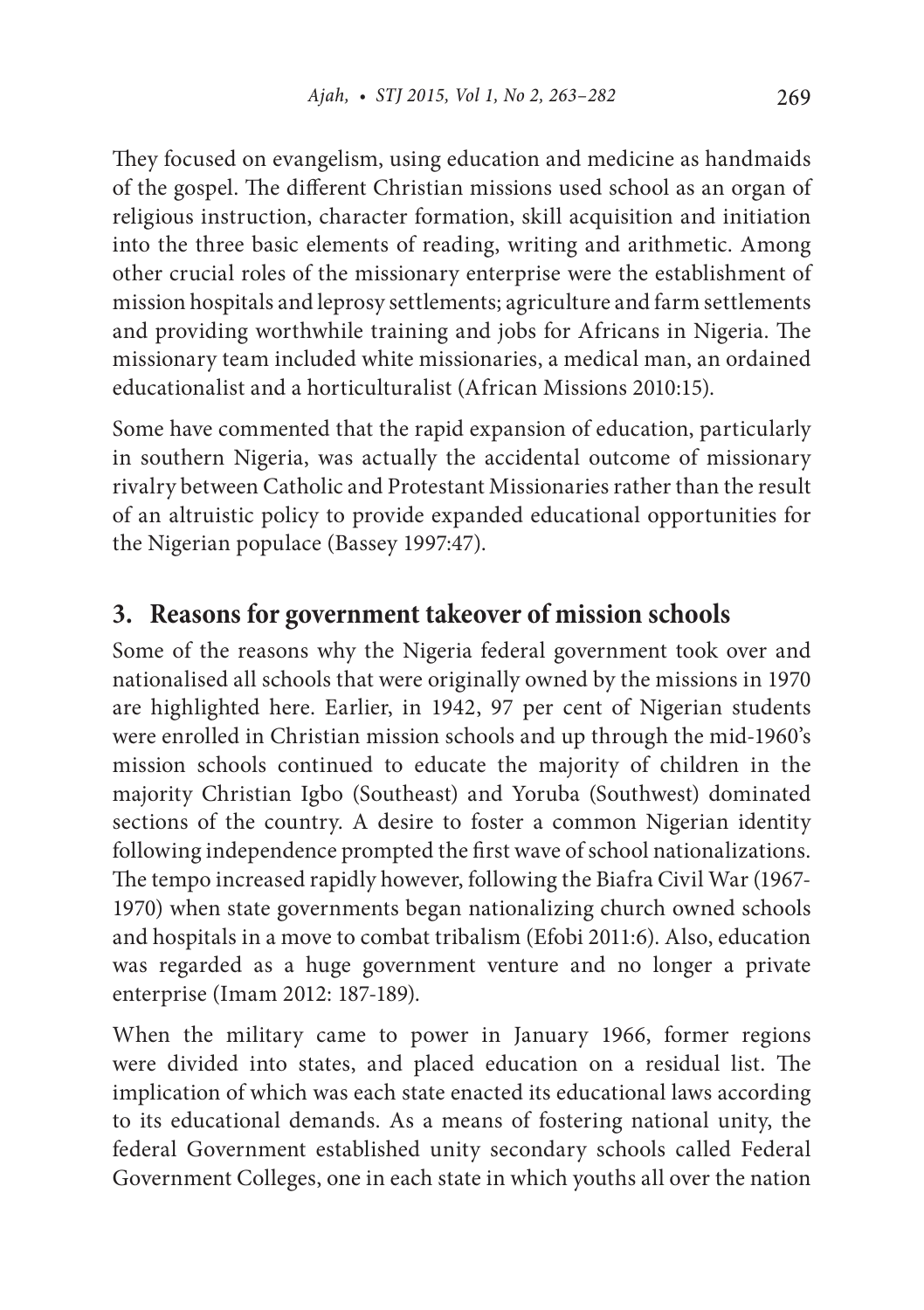They focused on evangelism, using education and medicine as handmaids of the gospel. The different Christian missions used school as an organ of religious instruction, character formation, skill acquisition and initiation into the three basic elements of reading, writing and arithmetic. Among other crucial roles of the missionary enterprise were the establishment of mission hospitals and leprosy settlements; agriculture and farm settlements and providing worthwhile training and jobs for Africans in Nigeria. The missionary team included white missionaries, a medical man, an ordained educationalist and a horticulturalist (African Missions 2010:15).

Some have commented that the rapid expansion of education, particularly in southern Nigeria, was actually the accidental outcome of missionary rivalry between Catholic and Protestant Missionaries rather than the result of an altruistic policy to provide expanded educational opportunities for the Nigerian populace (Bassey 1997:47).

## 3. Reasons for government takeover of mission schools

Some of the reasons why the Nigeria federal government took over and nationalised all schools that were originally owned by the missions in 1970 are highlighted here. Earlier, in 1942, 97 per cent of Nigerian students were enrolled in Christian mission schools and up through the mid-1960's mission schools continued to educate the majority of children in the majority Christian Igbo (Southeast) and Yoruba (Southwest) dominated sections of the country. A desire to foster a common Nigerian identity following independence prompted the first wave of school nationalizations. The tempo increased rapidly however, following the Biafra Civil War (1967-1970) when state governments began nationalizing church owned schools and hospitals in a move to combat tribalism (Efobi 2011:6). Also, education was regarded as a huge government venture and no longer a private enterprise (Imam 2012: 187-189).

When the military came to power in January 1966, former regions were divided into states, and placed education on a residual list. The implication of which was each state enacted its educational laws according to its educational demands. As a means of fostering national unity, the federal Government established unity secondary schools called Federal Government Colleges, one in each state in which youths all over the nation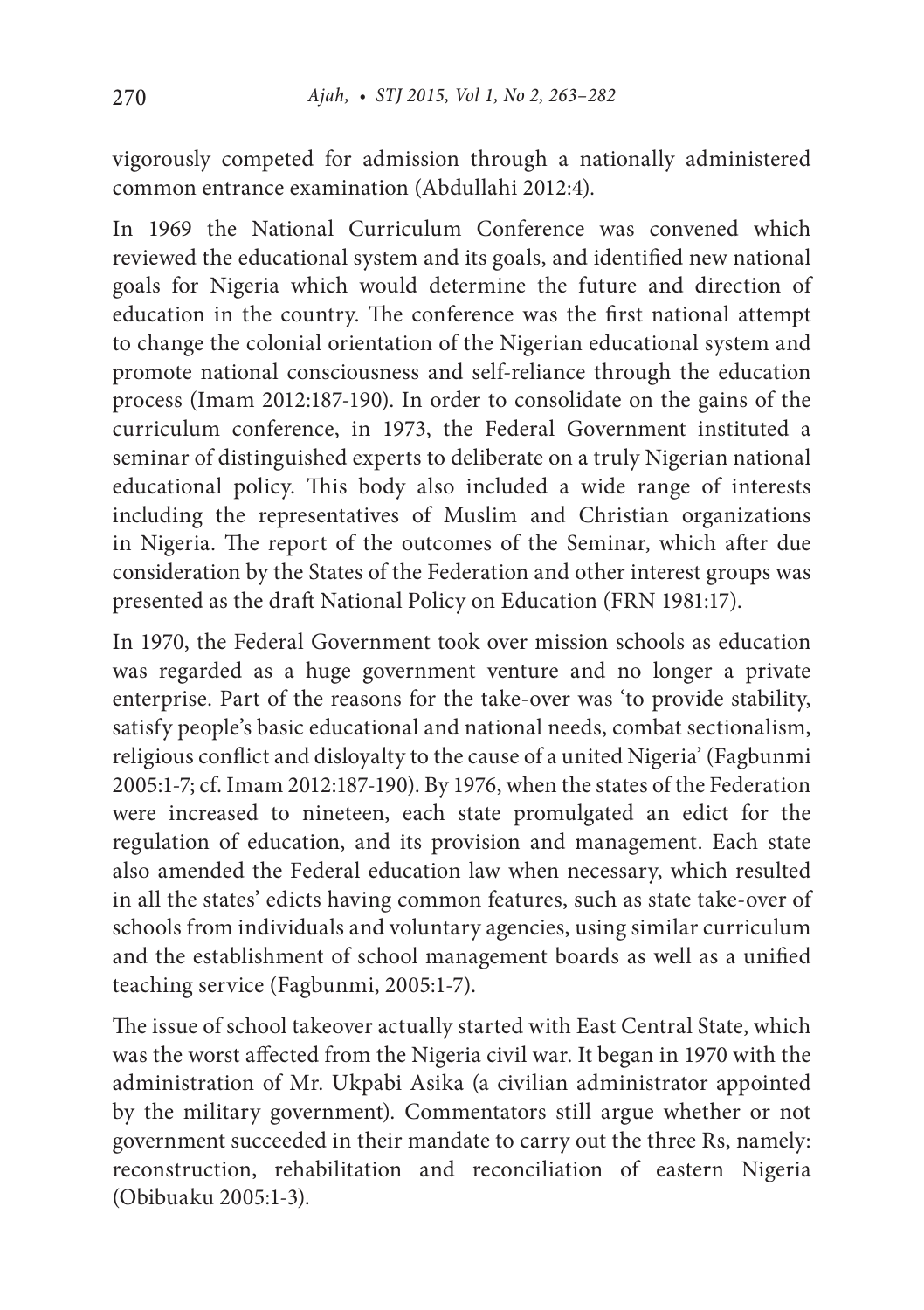vigorously competed for admission through a nationally administered common entrance examination (Abdullahi 2012:4).

In 1969 the National Curriculum Conference was convened which reviewed the educational system and its goals, and identified new national goals for Nigeria which would determine the future and direction of education in the country. The conference was the first national attempt to change the colonial orientation of the Nigerian educational system and promote national consciousness and self-reliance through the education process (Imam 2012:187-190). In order to consolidate on the gains of the curriculum conference, in 1973, the Federal Government instituted a seminar of distinguished experts to deliberate on a truly Nigerian national educational policy. This body also included a wide range of interests including the representatives of Muslim and Christian organizations in Nigeria. The report of the outcomes of the Seminar, which after due consideration by the States of the Federation and other interest groups was presented as the draft National Policy on Education (FRN 1981:17).

In 1970, the Federal Government took over mission schools as education was regarded as a huge government venture and no longer a private enterprise. Part of the reasons for the take-over was 'to provide stability, satisfy people's basic educational and national needs, combat sectionalism, religious conflict and disloyalty to the cause of a united Nigeria' (Fagbunmi 2005:1-7; cf. Imam 2012:187-190). By 1976, when the states of the Federation were increased to nineteen, each state promulgated an edict for the regulation of education, and its provision and management. Each state also amended the Federal education law when necessary, which resulted in all the states' edicts having common features, such as state take-over of schools from individuals and voluntary agencies, using similar curriculum and the establishment of school management boards as well as a unified teaching service (Fagbunmi, 2005:1-7).

The issue of school takeover actually started with East Central State, which was the worst affected from the Nigeria civil war. It began in 1970 with the administration of Mr. Ukpabi Asika (a civilian administrator appointed by the military government). Commentators still argue whether or not government succeeded in their mandate to carry out the three Rs, namely: reconstruction, rehabilitation and reconciliation of eastern Nigeria (Obibuaku 2005:1-3).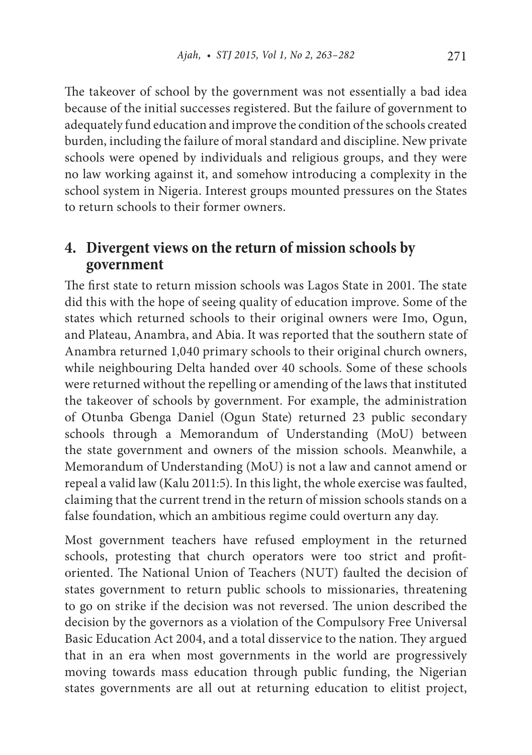The takeover of school by the government was not essentially a bad idea because of the initial successes registered. But the failure of government to adequately fund education and improve the condition of the schools created burden, including the failure of moral standard and discipline. New private schools were opened by individuals and religious groups, and they were no law working against it, and somehow introducing a complexity in the school system in Nigeria. Interest groups mounted pressures on the States to return schools to their former owners.

## 4. Divergent views on the return of mission schools by government

The first state to return mission schools was Lagos State in 2001. The state did this with the hope of seeing quality of education improve. Some of the states which returned schools to their original owners were Imo, Ogun, and Plateau, Anambra, and Abia. It was reported that the southern state of Anambra returned 1,040 primary schools to their original church owners, while neighbouring Delta handed over 40 schools. Some of these schools were returned without the repelling or amending of the laws that instituted the takeover of schools by government. For example, the administration of Otunba Gbenga Daniel (Ogun State) returned 23 public secondary schools through a Memorandum of Understanding (MoU) between the state government and owners of the mission schools. Meanwhile, a Memorandum of Understanding (MoU) is not a law and cannot amend or repeal a valid law (Kalu 2011:5). In this light, the whole exercise was faulted, claiming that the current trend in the return of mission schools stands on a false foundation, which an ambitious regime could overturn any day.

Most government teachers have refused employment in the returned schools, protesting that church operators were too strict and profit-oriented. The National Union of Teachers (NUT) faulted the decision of states government to return public schools to missionaries, threatening to go on strike if the decision was not reversed. The union described the decision by the governors as a violation of the Compulsory Free Universal Basic Education Act 2004, and a total disservice to the nation. They argued that in an era when most governments in the world are progressively moving towards mass education through public funding, the Nigerian states governments are all out at returning education to elitist project,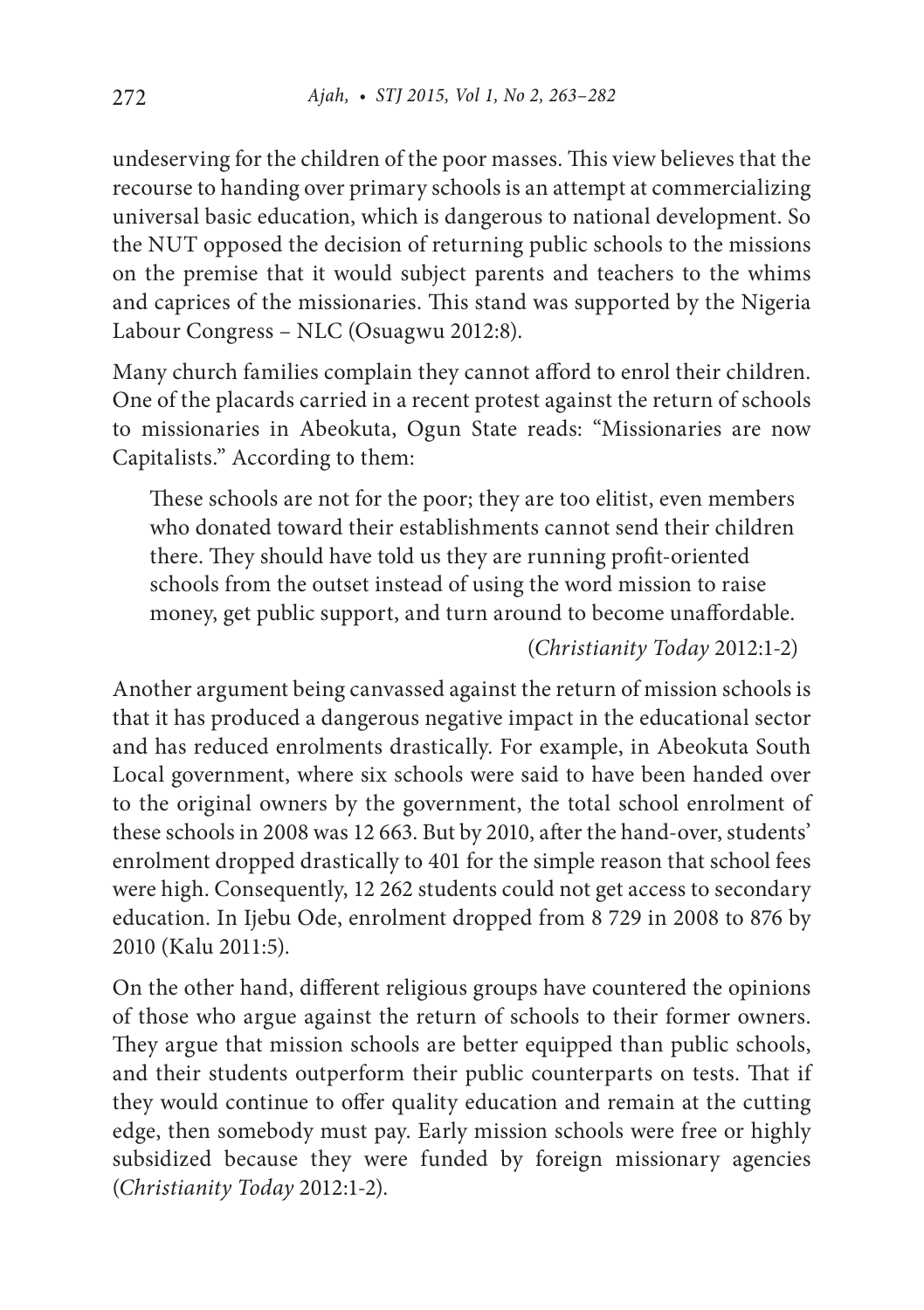undeserving for the children of the poor masses. This view believes that the recourse to handing over primary schools is an attempt at commercializing universal basic education, which is dangerous to national development. So the NUT opposed the decision of returning public schools to the missions on the premise that it would subject parents and teachers to the whims and caprices of the missionaries. This stand was supported by the Nigeria Labour Congress – NLC (Osuagwu 2012:8).

Many church families complain they cannot afford to enrol their children. One of the placards carried in a recent protest against the return of schools to missionaries in Abeokuta, Ogun State reads: "Missionaries are now Capitalists." According to them:

> These schools are not for the poor; they are too elitist, even members who donated toward their establishments cannot send their children there. They should have told us they are running profit-oriented schools from the outset instead of using the word mission to raise money, get public support, and turn around to become unaffordable.
>
> (*Christianity Today* 2012:1-2)

Another argument being canvassed against the return of mission schools is that it has produced a dangerous negative impact in the educational sector and has reduced enrolments drastically. For example, in Abeokuta South Local government, where six schools were said to have been handed over to the original owners by the government, the total school enrolment of these schools in 2008 was 12 663. But by 2010, after the hand-over, students' enrolment dropped drastically to 401 for the simple reason that school fees were high. Consequently, 12 262 students could not get access to secondary education. In Ijebu Ode, enrolment dropped from 8 729 in 2008 to 876 by 2010 (Kalu 2011:5).

On the other hand, different religious groups have countered the opinions of those who argue against the return of schools to their former owners. They argue that mission schools are better equipped than public schools, and their students outperform their public counterparts on tests. That if they would continue to offer quality education and remain at the cutting edge, then somebody must pay. Early mission schools were free or highly subsidized because they were funded by foreign missionary agencies (*Christianity Today* 2012:1-2).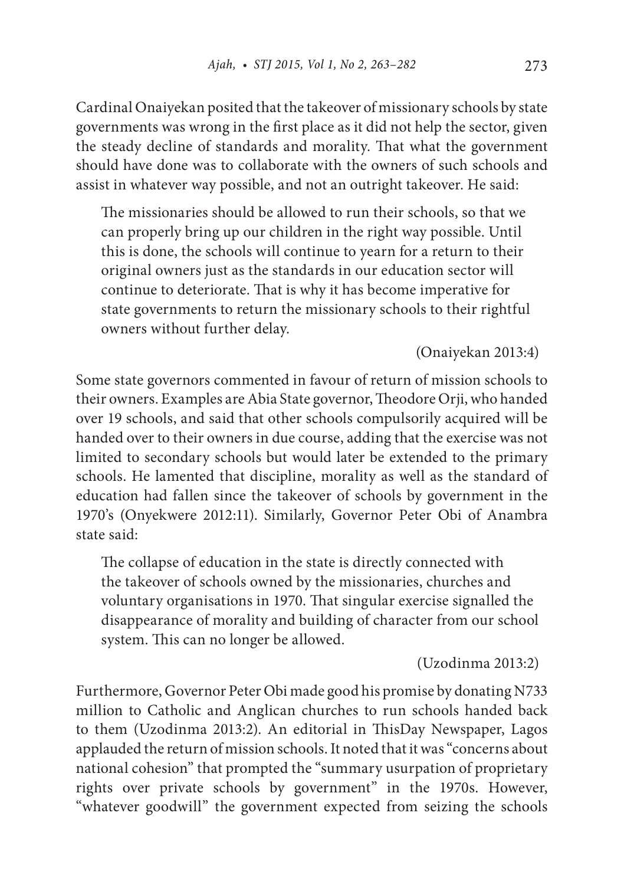Cardinal Onaiyekan posited that the takeover of missionary schools by state governments was wrong in the first place as it did not help the sector, given the steady decline of standards and morality. That what the government should have done was to collaborate with the owners of such schools and assist in whatever way possible, and not an outright takeover. He said:

> The missionaries should be allowed to run their schools, so that we can properly bring up our children in the right way possible. Until this is done, the schools will continue to yearn for a return to their original owners just as the standards in our education sector will continue to deteriorate. That is why it has become imperative for state governments to return the missionary schools to their rightful owners without further delay.
>
> (Onaiyekan 2013:4)

Some state governors commented in favour of return of mission schools to their owners. Examples are Abia State governor, Theodore Orji, who handed over 19 schools, and said that other schools compulsorily acquired will be handed over to their owners in due course, adding that the exercise was not limited to secondary schools but would later be extended to the primary schools. He lamented that discipline, morality as well as the standard of education had fallen since the takeover of schools by government in the 1970's (Onyekwere 2012:11). Similarly, Governor Peter Obi of Anambra state said:

> The collapse of education in the state is directly connected with the takeover of schools owned by the missionaries, churches and voluntary organisations in 1970. That singular exercise signalled the disappearance of morality and building of character from our school system. This can no longer be allowed.
>
> (Uzodinma 2013:2)

Furthermore, Governor Peter Obi made good his promise by donating N733 million to Catholic and Anglican churches to run schools handed back to them (Uzodinma 2013:2). An editorial in ThisDay Newspaper, Lagos applauded the return of mission schools. It noted that it was "concerns about national cohesion" that prompted the "summary usurpation of proprietary rights over private schools by government" in the 1970s. However, "whatever goodwill" the government expected from seizing the schools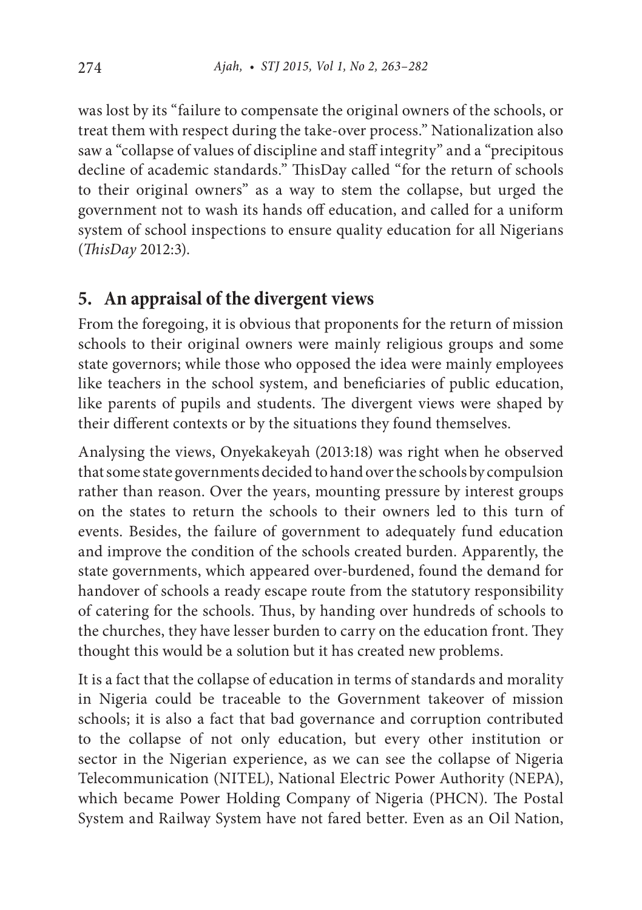was lost by its "failure to compensate the original owners of the schools, or treat them with respect during the take-over process." Nationalization also saw a "collapse of values of discipline and staff integrity" and a "precipitous decline of academic standards." ThisDay called "for the return of schools to their original owners" as a way to stem the collapse, but urged the government not to wash its hands off education, and called for a uniform system of school inspections to ensure quality education for all Nigerians (*ThisDay* 2012:3).

## 5. An appraisal of the divergent views

From the foregoing, it is obvious that proponents for the return of mission schools to their original owners were mainly religious groups and some state governors; while those who opposed the idea were mainly employees like teachers in the school system, and beneficiaries of public education, like parents of pupils and students. The divergent views were shaped by their different contexts or by the situations they found themselves.

Analysing the views, Onyekakeyah (2013:18) was right when he observed that some state governments decided to hand over the schools by compulsion rather than reason. Over the years, mounting pressure by interest groups on the states to return the schools to their owners led to this turn of events. Besides, the failure of government to adequately fund education and improve the condition of the schools created burden. Apparently, the state governments, which appeared over-burdened, found the demand for handover of schools a ready escape route from the statutory responsibility of catering for the schools. Thus, by handing over hundreds of schools to the churches, they have lesser burden to carry on the education front. They thought this would be a solution but it has created new problems.

It is a fact that the collapse of education in terms of standards and morality in Nigeria could be traceable to the Government takeover of mission schools; it is also a fact that bad governance and corruption contributed to the collapse of not only education, but every other institution or sector in the Nigerian experience, as we can see the collapse of Nigeria Telecommunication (NITEL), National Electric Power Authority (NEPA), which became Power Holding Company of Nigeria (PHCN). The Postal System and Railway System have not fared better. Even as an Oil Nation,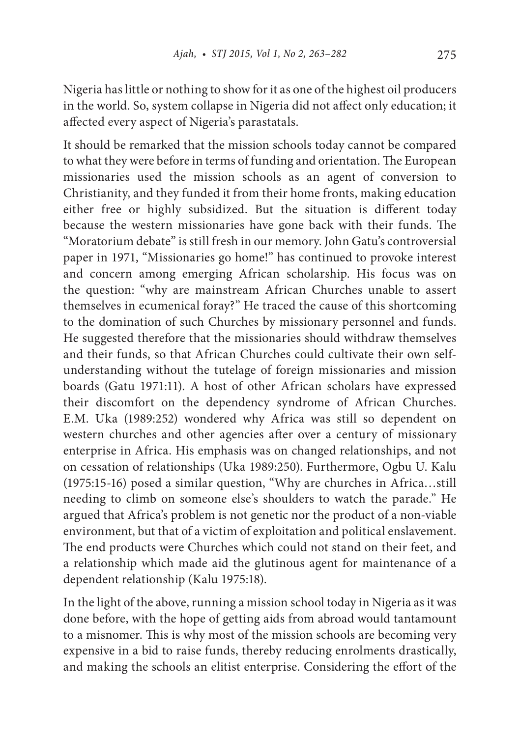Nigeria has little or nothing to show for it as one of the highest oil producers in the world. So, system collapse in Nigeria did not affect only education; it affected every aspect of Nigeria's parastatals.

It should be remarked that the mission schools today cannot be compared to what they were before in terms of funding and orientation. The European missionaries used the mission schools as an agent of conversion to Christianity, and they funded it from their home fronts, making education either free or highly subsidized. But the situation is different today because the western missionaries have gone back with their funds. The "Moratorium debate" is still fresh in our memory. John Gatu's controversial paper in 1971, "Missionaries go home!" has continued to provoke interest and concern among emerging African scholarship. His focus was on the question: "why are mainstream African Churches unable to assert themselves in ecumenical foray?" He traced the cause of this shortcoming to the domination of such Churches by missionary personnel and funds. He suggested therefore that the missionaries should withdraw themselves and their funds, so that African Churches could cultivate their own self-understanding without the tutelage of foreign missionaries and mission boards (Gatu 1971:11). A host of other African scholars have expressed their discomfort on the dependency syndrome of African Churches. E.M. Uka (1989:252) wondered why Africa was still so dependent on western churches and other agencies after over a century of missionary enterprise in Africa. His emphasis was on changed relationships, and not on cessation of relationships (Uka 1989:250). Furthermore, Ogbu U. Kalu (1975:15-16) posed a similar question, "Why are churches in Africa…still needing to climb on someone else's shoulders to watch the parade." He argued that Africa's problem is not genetic nor the product of a non-viable environment, but that of a victim of exploitation and political enslavement. The end products were Churches which could not stand on their feet, and a relationship which made aid the glutinous agent for maintenance of a dependent relationship (Kalu 1975:18).

In the light of the above, running a mission school today in Nigeria as it was done before, with the hope of getting aids from abroad would tantamount to a misnomer. This is why most of the mission schools are becoming very expensive in a bid to raise funds, thereby reducing enrolments drastically, and making the schools an elitist enterprise. Considering the effort of the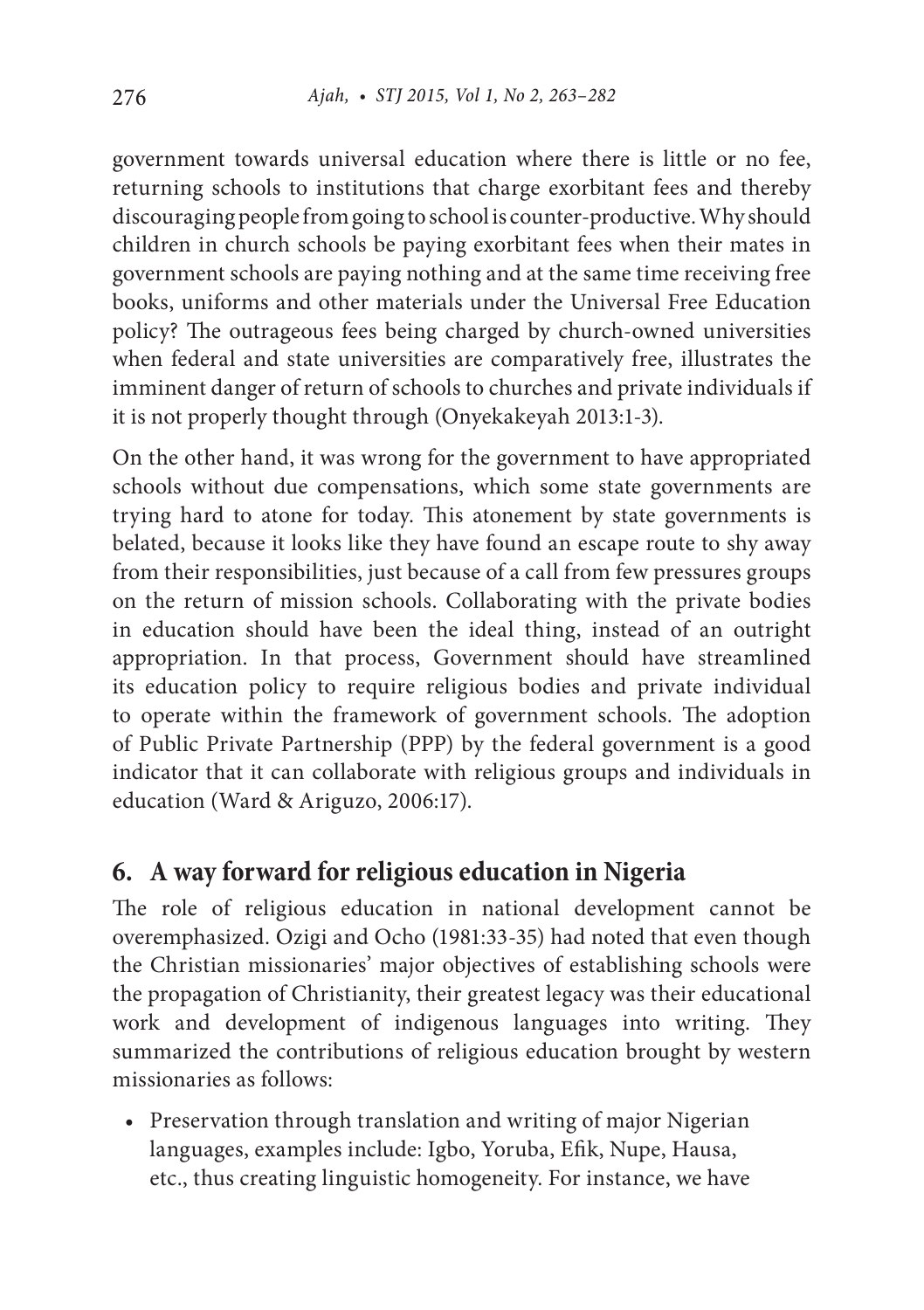government towards universal education where there is little or no fee, returning schools to institutions that charge exorbitant fees and thereby discouraging people from going to school is counter-productive. Why should children in church schools be paying exorbitant fees when their mates in government schools are paying nothing and at the same time receiving free books, uniforms and other materials under the Universal Free Education policy? The outrageous fees being charged by church-owned universities when federal and state universities are comparatively free, illustrates the imminent danger of return of schools to churches and private individuals if it is not properly thought through (Onyekakeyah 2013:1-3).

On the other hand, it was wrong for the government to have appropriated schools without due compensations, which some state governments are trying hard to atone for today. This atonement by state governments is belated, because it looks like they have found an escape route to shy away from their responsibilities, just because of a call from few pressures groups on the return of mission schools. Collaborating with the private bodies in education should have been the ideal thing, instead of an outright appropriation. In that process, Government should have streamlined its education policy to require religious bodies and private individual to operate within the framework of government schools. The adoption of Public Private Partnership (PPP) by the federal government is a good indicator that it can collaborate with religious groups and individuals in education (Ward & Ariguzo, 2006:17).

## 6. A way forward for religious education in Nigeria

The role of religious education in national development cannot be overemphasized. Ozigi and Ocho (1981:33-35) had noted that even though the Christian missionaries' major objectives of establishing schools were the propagation of Christianity, their greatest legacy was their educational work and development of indigenous languages into writing. They summarized the contributions of religious education brought by western missionaries as follows:

- Preservation through translation and writing of major Nigerian languages, examples include: Igbo, Yoruba, Efik, Nupe, Hausa, etc., thus creating linguistic homogeneity. For instance, we have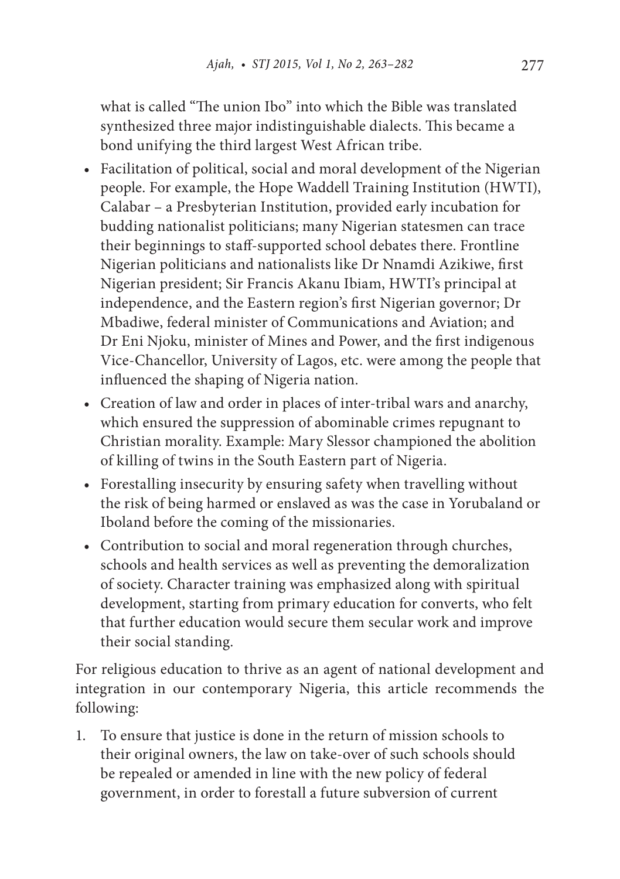what is called "The union Ibo" into which the Bible was translated synthesized three major indistinguishable dialects. This became a bond unifying the third largest West African tribe.

- Facilitation of political, social and moral development of the Nigerian people. For example, the Hope Waddell Training Institution (HWTI), Calabar – a Presbyterian Institution, provided early incubation for budding nationalist politicians; many Nigerian statesmen can trace their beginnings to staff-supported school debates there. Frontline Nigerian politicians and nationalists like Dr Nnamdi Azikiwe, first Nigerian president; Sir Francis Akanu Ibiam, HWTI's principal at independence, and the Eastern region's first Nigerian governor; Dr Mbadiwe, federal minister of Communications and Aviation; and Dr Eni Njoku, minister of Mines and Power, and the first indigenous Vice-Chancellor, University of Lagos, etc. were among the people that influenced the shaping of Nigeria nation.
- Creation of law and order in places of inter-tribal wars and anarchy, which ensured the suppression of abominable crimes repugnant to Christian morality. Example: Mary Slessor championed the abolition of killing of twins in the South Eastern part of Nigeria.
- Forestalling insecurity by ensuring safety when travelling without the risk of being harmed or enslaved as was the case in Yorubaland or Iboland before the coming of the missionaries.
- Contribution to social and moral regeneration through churches, schools and health services as well as preventing the demoralization of society. Character training was emphasized along with spiritual development, starting from primary education for converts, who felt that further education would secure them secular work and improve their social standing.

For religious education to thrive as an agent of national development and integration in our contemporary Nigeria, this article recommends the following:

1. To ensure that justice is done in the return of mission schools to their original owners, the law on take-over of such schools should be repealed or amended in line with the new policy of federal government, in order to forestall a future subversion of current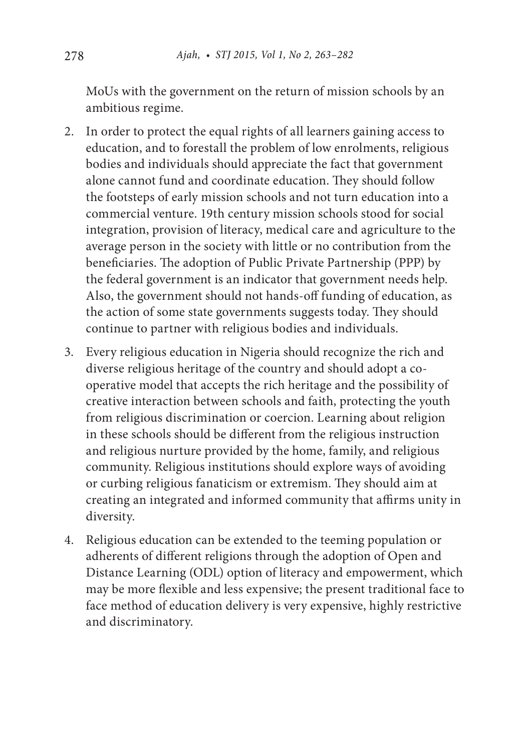MoUs with the government on the return of mission schools by an ambitious regime.

2. In order to protect the equal rights of all learners gaining access to education, and to forestall the problem of low enrolments, religious bodies and individuals should appreciate the fact that government alone cannot fund and coordinate education. They should follow the footsteps of early mission schools and not turn education into a commercial venture. 19th century mission schools stood for social integration, provision of literacy, medical care and agriculture to the average person in the society with little or no contribution from the beneficiaries. The adoption of Public Private Partnership (PPP) by the federal government is an indicator that government needs help. Also, the government should not hands-off funding of education, as the action of some state governments suggests today. They should continue to partner with religious bodies and individuals.
3. Every religious education in Nigeria should recognize the rich and diverse religious heritage of the country and should adopt a co-operative model that accepts the rich heritage and the possibility of creative interaction between schools and faith, protecting the youth from religious discrimination or coercion. Learning about religion in these schools should be different from the religious instruction and religious nurture provided by the home, family, and religious community. Religious institutions should explore ways of avoiding or curbing religious fanaticism or extremism. They should aim at creating an integrated and informed community that affirms unity in diversity.
4. Religious education can be extended to the teeming population or adherents of different religions through the adoption of Open and Distance Learning (ODL) option of literacy and empowerment, which may be more flexible and less expensive; the present traditional face to face method of education delivery is very expensive, highly restrictive and discriminatory.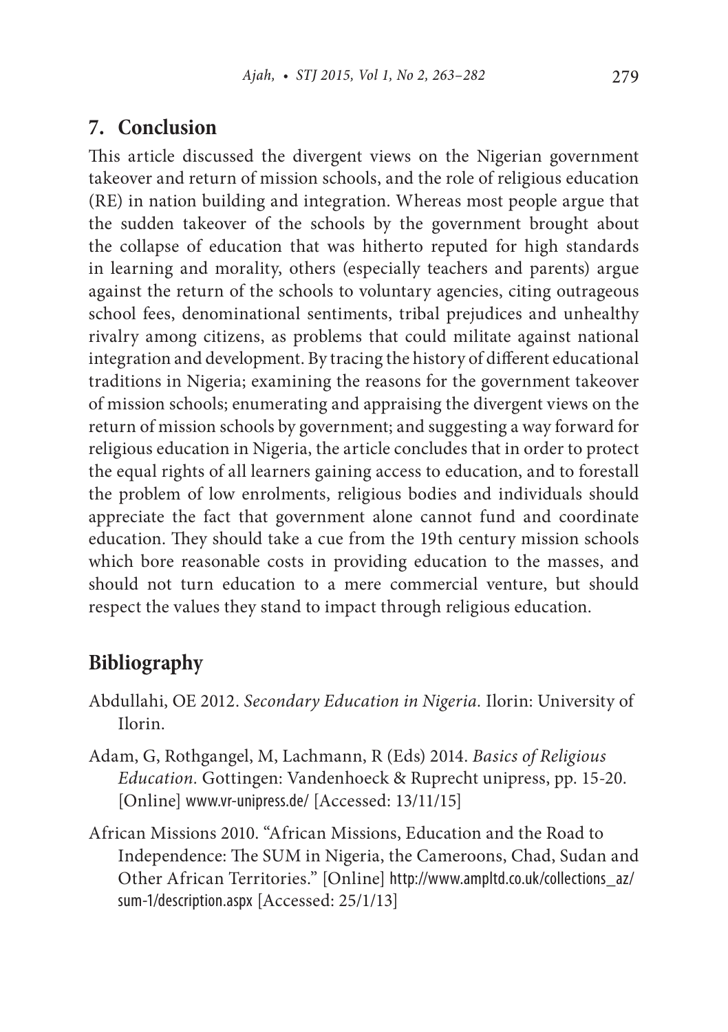## 7. Conclusion

This article discussed the divergent views on the Nigerian government takeover and return of mission schools, and the role of religious education (RE) in nation building and integration. Whereas most people argue that the sudden takeover of the schools by the government brought about the collapse of education that was hitherto reputed for high standards in learning and morality, others (especially teachers and parents) argue against the return of the schools to voluntary agencies, citing outrageous school fees, denominational sentiments, tribal prejudices and unhealthy rivalry among citizens, as problems that could militate against national integration and development. By tracing the history of different educational traditions in Nigeria; examining the reasons for the government takeover of mission schools; enumerating and appraising the divergent views on the return of mission schools by government; and suggesting a way forward for religious education in Nigeria, the article concludes that in order to protect the equal rights of all learners gaining access to education, and to forestall the problem of low enrolments, religious bodies and individuals should appreciate the fact that government alone cannot fund and coordinate education. They should take a cue from the 19th century mission schools which bore reasonable costs in providing education to the masses, and should not turn education to a mere commercial venture, but should respect the values they stand to impact through religious education.

## Bibliography

Abdullahi, OE 2012. *Secondary Education in Nigeria.* Ilorin: University of Ilorin.

Adam, G, Rothgangel, M, Lachmann, R (Eds) 2014. *Basics of Religious Education.* Gottingen: Vandenhoeck & Ruprecht unipress, pp. 15-20. [Online] www.vr-unipress.de/ [Accessed: 13/11/15]

African Missions 2010. "African Missions, Education and the Road to Independence: The SUM in Nigeria, the Cameroons, Chad, Sudan and Other African Territories." [Online] http://www.ampltd.co.uk/collections_az/sum-1/description.aspx [Accessed: 25/1/13]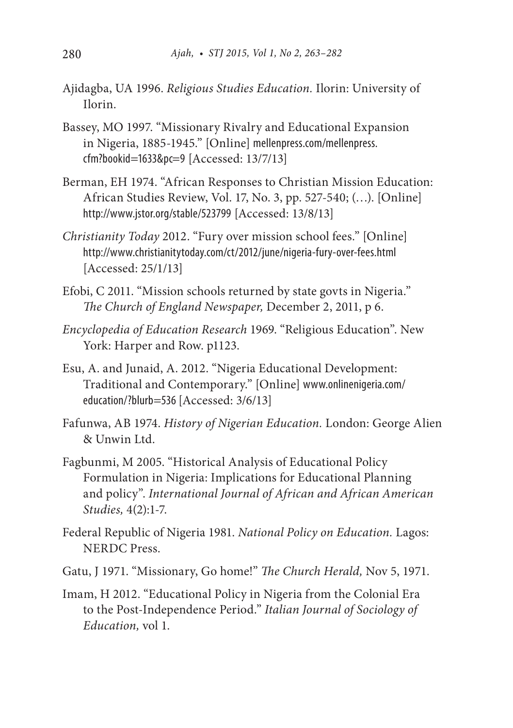Ajidagba, UA 1996. *Religious Studies Education.* Ilorin: University of Ilorin.

Bassey, MO 1997. "Missionary Rivalry and Educational Expansion in Nigeria, 1885-1945." [Online] mellenpress.com/mellenpress.cfm?bookid=1633&pc=9 [Accessed: 13/7/13]

Berman, EH 1974. "African Responses to Christian Mission Education: African Studies Review, Vol. 17, No. 3, pp. 527-540; (…). [Online] http://www.jstor.org/stable/523799 [Accessed: 13/8/13]

*Christianity Today* 2012. "Fury over mission school fees." [Online] http://www.christianitytoday.com/ct/2012/june/nigeria-fury-over-fees.html [Accessed: 25/1/13]

Efobi, C 2011. "Mission schools returned by state govts in Nigeria." *The Church of England Newspaper,* December 2, 2011, p 6.

*Encyclopedia of Education Research* 1969. "Religious Education". New York: Harper and Row. p1123.

Esu, A. and Junaid, A. 2012. "Nigeria Educational Development: Traditional and Contemporary." [Online] www.onlinenigeria.com/education/?blurb=536 [Accessed: 3/6/13]

Fafunwa, AB 1974. *History of Nigerian Education.* London: George Alien & Unwin Ltd.

Fagbunmi, M 2005. "Historical Analysis of Educational Policy Formulation in Nigeria: Implications for Educational Planning and policy". *International Journal of African and African American Studies,* 4(2):1-7.

Federal Republic of Nigeria 1981. *National Policy on Education.* Lagos: NERDC Press.

Gatu, J 1971. "Missionary, Go home!" *The Church Herald,* Nov 5, 1971.

Imam, H 2012. "Educational Policy in Nigeria from the Colonial Era to the Post-Independence Period." *Italian Journal of Sociology of Education,* vol 1.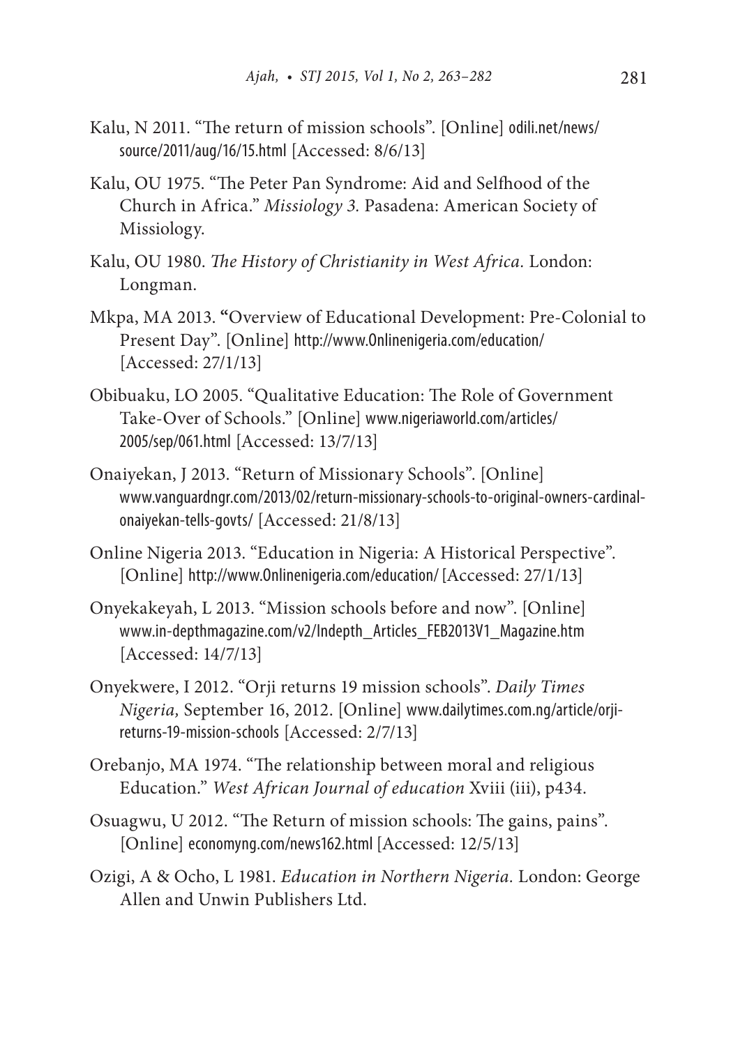Kalu, N 2011. “The return of mission schools”. [Online] odili.net/news/source/2011/aug/16/15.html [Accessed: 8/6/13]

Kalu, OU 1975. “The Peter Pan Syndrome: Aid and Selfhood of the Church in Africa.” *Missiology 3.* Pasadena: American Society of Missiology.

Kalu, OU 1980. *The History of Christianity in West Africa.* London: Longman.

Mkpa, MA 2013. **“**Overview of Educational Development: Pre-Colonial to Present Day”. [Online] http://www.Onlinenigeria.com/education/ [Accessed: 27/1/13]

Obibuaku, LO 2005. “Qualitative Education: The Role of Government Take-Over of Schools.” [Online] www.nigeriaworld.com/articles/2005/sep/061.html [Accessed: 13/7/13]

Onaiyekan, J 2013. “Return of Missionary Schools”. [Online] www.vanguardngr.com/2013/02/return-missionary-schools-to-original-owners-cardinal-onaiyekan-tells-govts/ [Accessed: 21/8/13]

Online Nigeria 2013. “Education in Nigeria: A Historical Perspective”. [Online] http://www.Onlinenigeria.com/education/ [Accessed: 27/1/13]

Onyekakeyah, L 2013. “Mission schools before and now”. [Online] www.in-depthmagazine.com/v2/Indepth_Articles_FEB2013V1_Magazine.htm [Accessed: 14/7/13]

Onyekwere, I 2012. “Orji returns 19 mission schools”. *Daily Times Nigeria,* September 16, 2012. [Online] www.dailytimes.com.ng/article/orji-returns-19-mission-schools [Accessed: 2/7/13]

Orebanjo, MA 1974. “The relationship between moral and religious Education.” *West African Journal of education* Xviii (iii), p434.

Osuagwu, U 2012. “The Return of mission schools: The gains, pains”. [Online] economyng.com/news162.html [Accessed: 12/5/13]

Ozigi, A & Ocho, L 1981. *Education in Northern Nigeria.* London: George Allen and Unwin Publishers Ltd.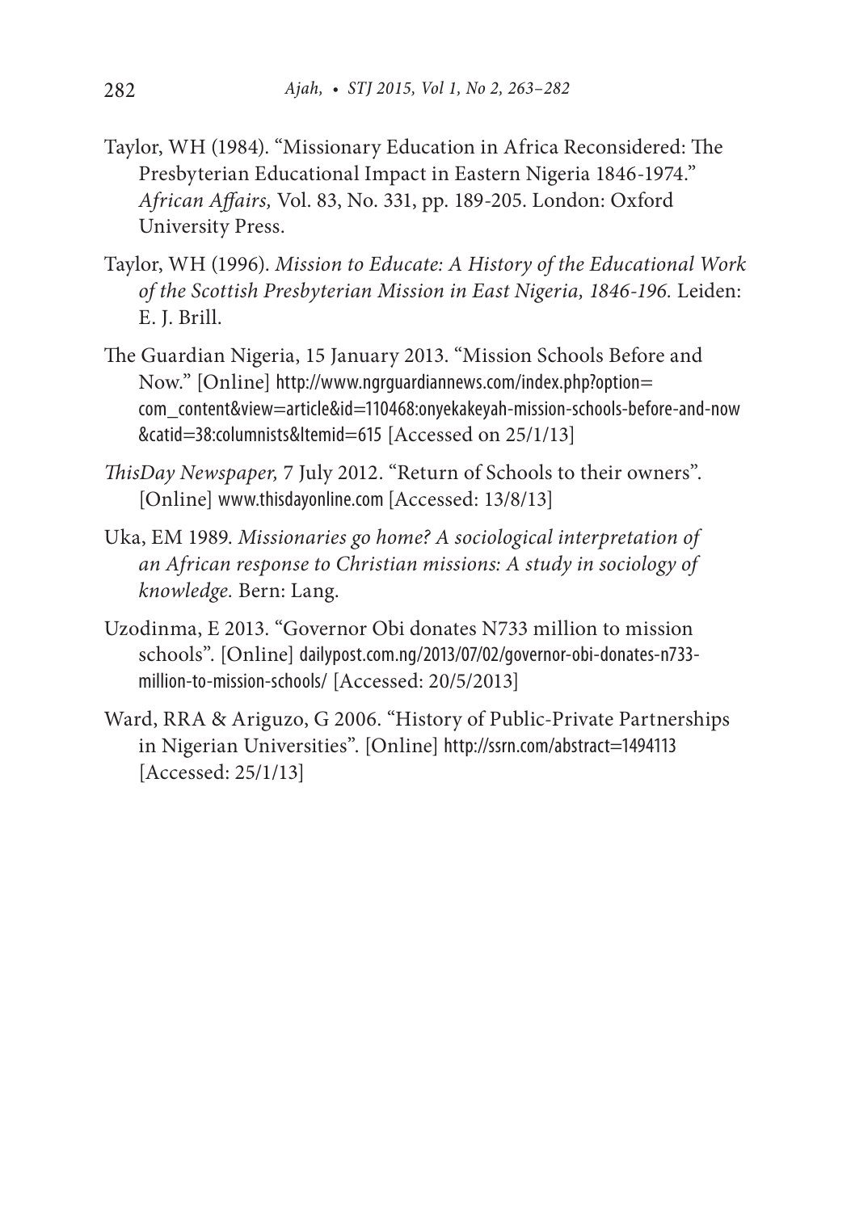Taylor, WH (1984). "Missionary Education in Africa Reconsidered: The Presbyterian Educational Impact in Eastern Nigeria 1846-1974." *African Affairs,* Vol. 83, No. 331, pp. 189-205. London: Oxford University Press.

Taylor, WH (1996). *Mission to Educate: A History of the Educational Work of the Scottish Presbyterian Mission in East Nigeria, 1846-196.* Leiden: E. J. Brill.

The Guardian Nigeria, 15 January 2013. "Mission Schools Before and Now." [Online] http://www.ngrguardiannews.com/index.php?option=com_content&view=article&id=110468:onyekakeyah-mission-schools-before-and-now&catid=38:columnists&Itemid=615 [Accessed on 25/1/13]

*ThisDay Newspaper,* 7 July 2012. "Return of Schools to their owners". [Online] www.thisdayonline.com [Accessed: 13/8/13]

Uka, EM 1989. *Missionaries go home? A sociological interpretation of an African response to Christian missions: A study in sociology of knowledge.* Bern: Lang.

Uzodinma, E 2013. "Governor Obi donates N733 million to mission schools". [Online] dailypost.com.ng/2013/07/02/governor-obi-donates-n733-million-to-mission-schools/ [Accessed: 20/5/2013]

Ward, RRA & Ariguzo, G 2006. "History of Public-Private Partnerships in Nigerian Universities". [Online] http://ssrn.com/abstract=1494113 [Accessed: 25/1/13]